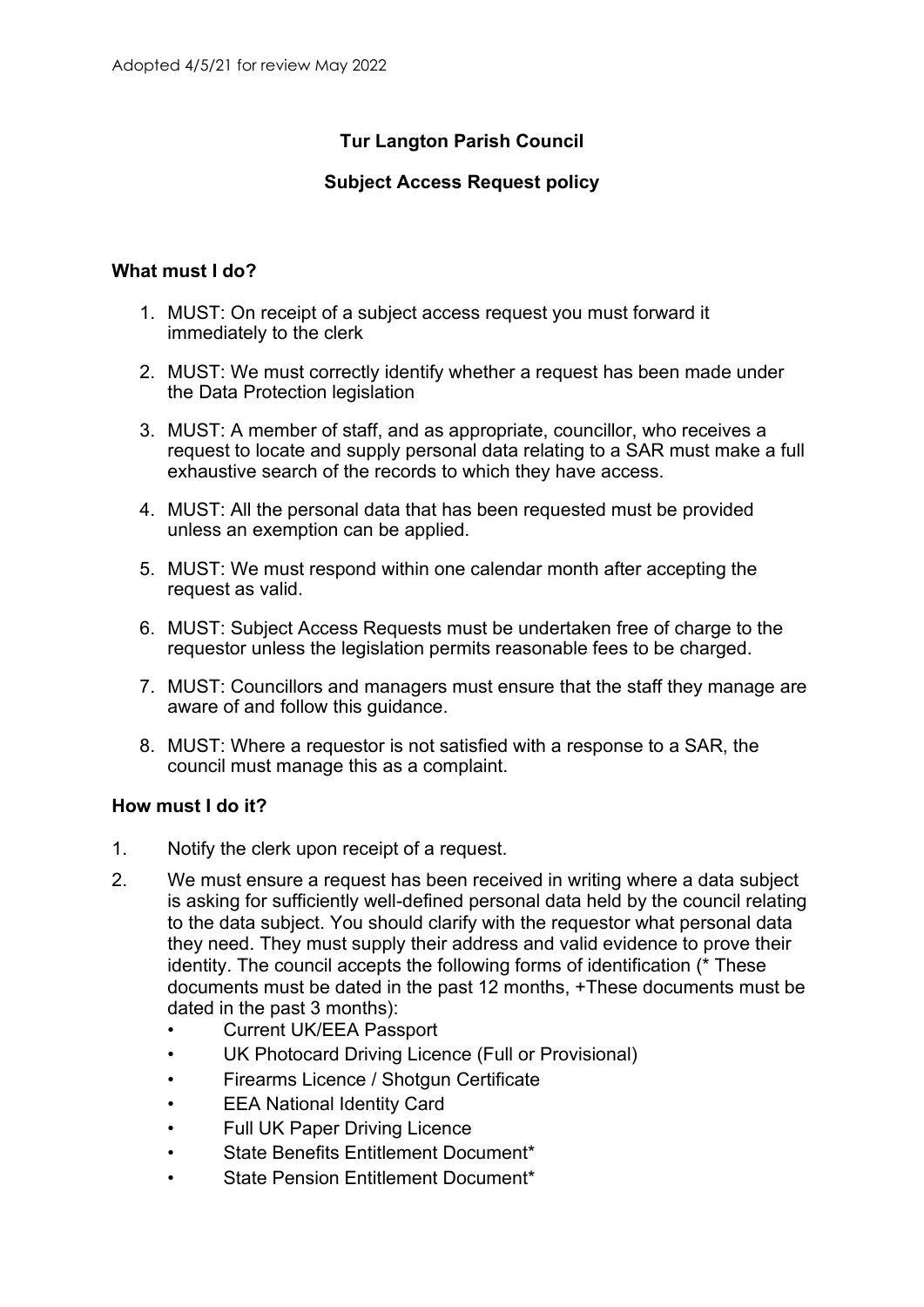Adopted 4/5/21 for review May 2022

# Tur Langton Parish Council

## Subject Access Request policy

### What must I do?

1. MUST: On receipt of a subject access request you must forward it immediately to the clerk
2. MUST: We must correctly identify whether a request has been made under the Data Protection legislation
3. MUST: A member of staff, and as appropriate, councillor, who receives a request to locate and supply personal data relating to a SAR must make a full exhaustive search of the records to which they have access.
4. MUST: All the personal data that has been requested must be provided unless an exemption can be applied.
5. MUST: We must respond within one calendar month after accepting the request as valid.
6. MUST: Subject Access Requests must be undertaken free of charge to the requestor unless the legislation permits reasonable fees to be charged.
7. MUST: Councillors and managers must ensure that the staff they manage are aware of and follow this guidance.
8. MUST: Where a requestor is not satisfied with a response to a SAR, the council must manage this as a complaint.

### How must I do it?

1. Notify the clerk upon receipt of a request.
2. We must ensure a request has been received in writing where a data subject is asking for sufficiently well-defined personal data held by the council relating to the data subject. You should clarify with the requestor what personal data they need. They must supply their address and valid evidence to prove their identity. The council accepts the following forms of identification (* These documents must be dated in the past 12 months, +These documents must be dated in the past 3 months):
   - Current UK/EEA Passport
   - UK Photocard Driving Licence (Full or Provisional)
   - Firearms Licence / Shotgun Certificate
   - EEA National Identity Card
   - Full UK Paper Driving Licence
   - State Benefits Entitlement Document*
   - State Pension Entitlement Document*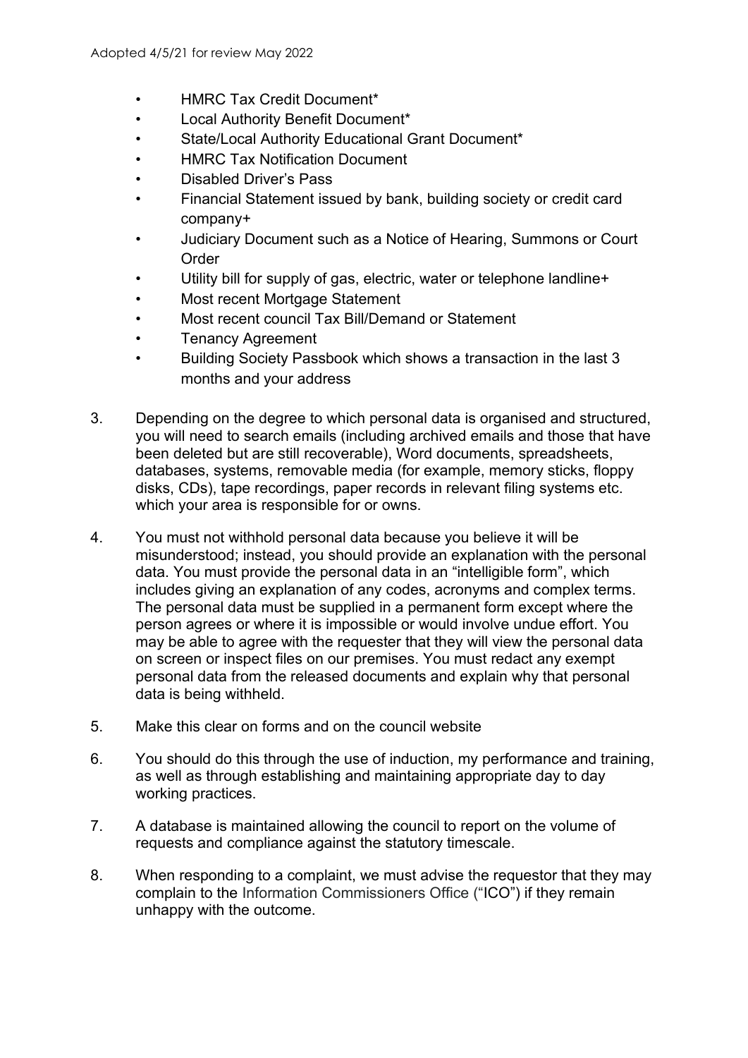- HMRC Tax Credit Document*
- Local Authority Benefit Document*
- State/Local Authority Educational Grant Document*
- HMRC Tax Notification Document
- Disabled Driver's Pass
- Financial Statement issued by bank, building society or credit card company+
- Judiciary Document such as a Notice of Hearing, Summons or Court Order
- Utility bill for supply of gas, electric, water or telephone landline+
- Most recent Mortgage Statement
- Most recent council Tax Bill/Demand or Statement
- Tenancy Agreement
- Building Society Passbook which shows a transaction in the last 3 months and your address

3. Depending on the degree to which personal data is organised and structured, you will need to search emails (including archived emails and those that have been deleted but are still recoverable), Word documents, spreadsheets, databases, systems, removable media (for example, memory sticks, floppy disks, CDs), tape recordings, paper records in relevant filing systems etc. which your area is responsible for or owns.

4. You must not withhold personal data because you believe it will be misunderstood; instead, you should provide an explanation with the personal data. You must provide the personal data in an "intelligible form", which includes giving an explanation of any codes, acronyms and complex terms. The personal data must be supplied in a permanent form except where the person agrees or where it is impossible or would involve undue effort. You may be able to agree with the requester that they will view the personal data on screen or inspect files on our premises. You must redact any exempt personal data from the released documents and explain why that personal data is being withheld.

5. Make this clear on forms and on the council website

6. You should do this through the use of induction, my performance and training, as well as through establishing and maintaining appropriate day to day working practices.

7. A database is maintained allowing the council to report on the volume of requests and compliance against the statutory timescale.

8. When responding to a complaint, we must advise the requestor that they may complain to the Information Commissioners Office ("ICO") if they remain unhappy with the outcome.